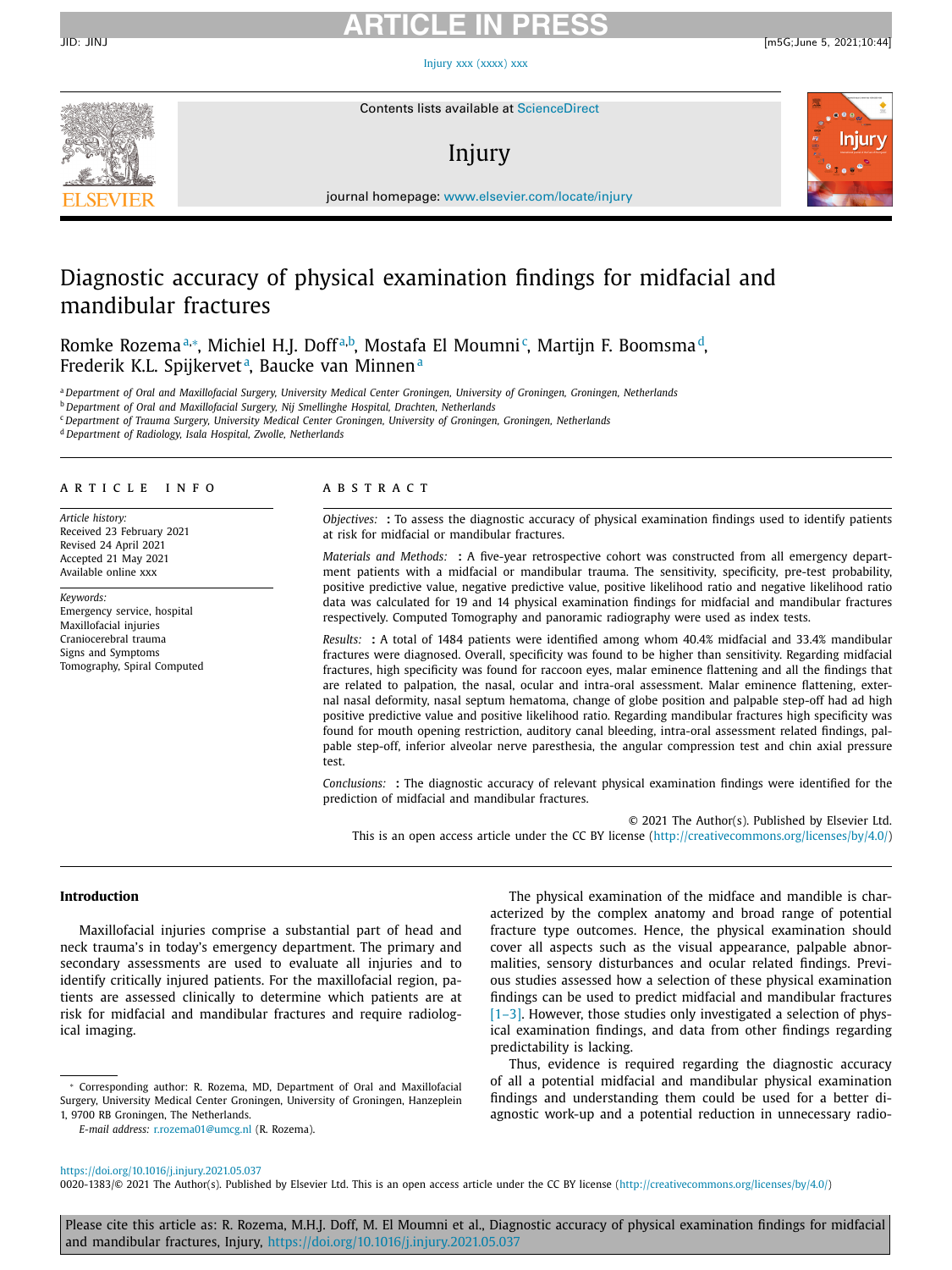# Diagnostic accuracy of physical examination findings for midfacial and mandibular fractures

Romke Rozema[a,*], Michiel H.J. Doff[a,b], Mostafa El Moumni[c], Martijn F. Boomsma[d], Frederik K.L. Spijkervet[a], Baucke van Minnen[a]

[a] Department of Oral and Maxillofacial Surgery, University Medical Center Groningen, University of Groningen, Groningen, Netherlands
[b] Department of Oral and Maxillofacial Surgery, Nij Smellinghe Hospital, Drachten, Netherlands
[c] Department of Trauma Surgery, University Medical Center Groningen, University of Groningen, Groningen, Netherlands
[d] Department of Radiology, Isala Hospital, Zwolle, Netherlands

## ARTICLE INFO

*Article history:*
Received 23 February 2021
Revised 24 April 2021
Accepted 21 May 2021
Available online xxx

*Keywords:*
Emergency service, hospital
Maxillofacial injuries
Craniocerebral trauma
Signs and Symptoms
Tomography, Spiral Computed

## ABSTRACT

*Objectives:* **:** To assess the diagnostic accuracy of physical examination findings used to identify patients at risk for midfacial or mandibular fractures.

*Materials and Methods:* **:** A five-year retrospective cohort was constructed from all emergency department patients with a midfacial or mandibular trauma. The sensitivity, specificity, pre-test probability, positive predictive value, negative predictive value, positive likelihood ratio and negative likelihood ratio data was calculated for 19 and 14 physical examination findings for midfacial and mandibular fractures respectively. Computed Tomography and panoramic radiography were used as index tests.

*Results:* **:** A total of 1484 patients were identified among whom 40.4% midfacial and 33.4% mandibular fractures were diagnosed. Overall, specificity was found to be higher than sensitivity. Regarding midfacial fractures, high specificity was found for raccoon eyes, malar eminence flattening and all the findings that are related to palpation, the nasal, ocular and intra-oral assessment. Malar eminence flattening, external nasal deformity, nasal septum hematoma, change of globe position and palpable step-off had ad high positive predictive value and positive likelihood ratio. Regarding mandibular fractures high specificity was found for mouth opening restriction, auditory canal bleeding, intra-oral assessment related findings, palpable step-off, inferior alveolar nerve paresthesia, the angular compression test and chin axial pressure test.

*Conclusions:* **:** The diagnostic accuracy of relevant physical examination findings were identified for the prediction of midfacial and mandibular fractures.

© 2021 The Author(s). Published by Elsevier Ltd.
This is an open access article under the CC BY license (http://creativecommons.org/licenses/by/4.0/)

## Introduction

Maxillofacial injuries comprise a substantial part of head and neck trauma's in today's emergency department. The primary and secondary assessments are used to evaluate all injuries and to identify critically injured patients. For the maxillofacial region, patients are assessed clinically to determine which patients are at risk for midfacial and mandibular fractures and require radiological imaging.

The physical examination of the midface and mandible is characterized by the complex anatomy and broad range of potential fracture type outcomes. Hence, the physical examination should cover all aspects such as the visual appearance, palpable abnormalities, sensory disturbances and ocular related findings. Previous studies assessed how a selection of these physical examination findings can be used to predict midfacial and mandibular fractures [1–3]. However, those studies only investigated a selection of physical examination findings, and data from other findings regarding predictability is lacking.

Thus, evidence is required regarding the diagnostic accuracy of all a potential midfacial and mandibular physical examination findings and understanding them could be used for a better diagnostic work-up and a potential reduction in unnecessary radio-

* Corresponding author: R. Rozema, MD, Department of Oral and Maxillofacial Surgery, University Medical Center Groningen, University of Groningen, Hanzeplein 1, 9700 RB Groningen, The Netherlands.
*E-mail address:* r.rozema01@umcg.nl (R. Rozema).

https://doi.org/10.1016/j.injury.2021.05.037
0020-1383/© 2021 The Author(s). Published by Elsevier Ltd. This is an open access article under the CC BY license (http://creativecommons.org/licenses/by/4.0/)

Please cite this article as: R. Rozema, M.H.J. Doff, M. El Moumni et al., Diagnostic accuracy of physical examination findings for midfacial and mandibular fractures, Injury, https://doi.org/10.1016/j.injury.2021.05.037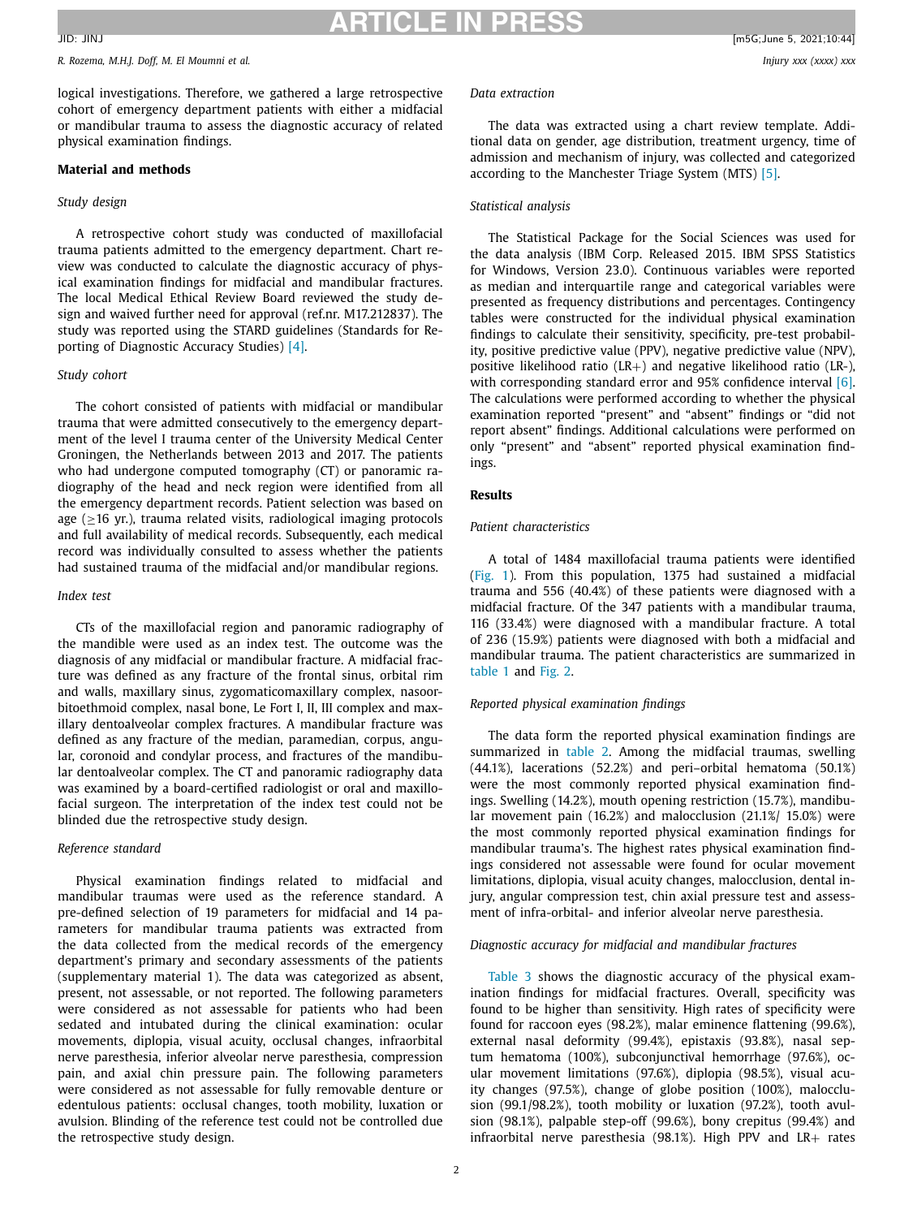logical investigations. Therefore, we gathered a large retrospective cohort of emergency department patients with either a midfacial or mandibular trauma to assess the diagnostic accuracy of related physical examination findings.

## Material and methods

### *Study design*

A retrospective cohort study was conducted of maxillofacial trauma patients admitted to the emergency department. Chart review was conducted to calculate the diagnostic accuracy of physical examination findings for midfacial and mandibular fractures. The local Medical Ethical Review Board reviewed the study design and waived further need for approval (ref.nr. M17.212837). The study was reported using the STARD guidelines (Standards for Reporting of Diagnostic Accuracy Studies) [4].

### *Study cohort*

The cohort consisted of patients with midfacial or mandibular trauma that were admitted consecutively to the emergency department of the level I trauma center of the University Medical Center Groningen, the Netherlands between 2013 and 2017. The patients who had undergone computed tomography (CT) or panoramic radiography of the head and neck region were identified from all the emergency department records. Patient selection was based on age (≥16 yr.), trauma related visits, radiological imaging protocols and full availability of medical records. Subsequently, each medical record was individually consulted to assess whether the patients had sustained trauma of the midfacial and/or mandibular regions.

### *Index test*

CTs of the maxillofacial region and panoramic radiography of the mandible were used as an index test. The outcome was the diagnosis of any midfacial or mandibular fracture. A midfacial fracture was defined as any fracture of the frontal sinus, orbital rim and walls, maxillary sinus, zygomaticomaxillary complex, nasoorbitoethmoid complex, nasal bone, Le Fort I, II, III complex and maxillary dentoalveolar complex fractures. A mandibular fracture was defined as any fracture of the median, paramedian, corpus, angular, coronoid and condylar process, and fractures of the mandibular dentoalveolar complex. The CT and panoramic radiography data was examined by a board-certified radiologist or oral and maxillofacial surgeon. The interpretation of the index test could not be blinded due the retrospective study design.

### *Reference standard*

Physical examination findings related to midfacial and mandibular traumas were used as the reference standard. A pre-defined selection of 19 parameters for midfacial and 14 parameters for mandibular trauma patients was extracted from the data collected from the medical records of the emergency department's primary and secondary assessments of the patients (supplementary material 1). The data was categorized as absent, present, not assessable, or not reported. The following parameters were considered as not assessable for patients who had been sedated and intubated during the clinical examination: ocular movements, diplopia, visual acuity, occlusal changes, infraorbital nerve paresthesia, inferior alveolar nerve paresthesia, compression pain, and axial chin pressure pain. The following parameters were considered as not assessable for fully removable denture or edentulous patients: occlusal changes, tooth mobility, luxation or avulsion. Blinding of the reference test could not be controlled due the retrospective study design.

### *Data extraction*

The data was extracted using a chart review template. Additional data on gender, age distribution, treatment urgency, time of admission and mechanism of injury, was collected and categorized according to the Manchester Triage System (MTS) [5].

### *Statistical analysis*

The Statistical Package for the Social Sciences was used for the data analysis (IBM Corp. Released 2015. IBM SPSS Statistics for Windows, Version 23.0). Continuous variables were reported as median and interquartile range and categorical variables were presented as frequency distributions and percentages. Contingency tables were constructed for the individual physical examination findings to calculate their sensitivity, specificity, pre-test probability, positive predictive value (PPV), negative predictive value (NPV), positive likelihood ratio (LR+) and negative likelihood ratio (LR-), with corresponding standard error and 95% confidence interval [6]. The calculations were performed according to whether the physical examination reported "present" and "absent" findings or "did not report absent" findings. Additional calculations were performed on only "present" and "absent" reported physical examination findings.

## Results

### *Patient characteristics*

A total of 1484 maxillofacial trauma patients were identified (Fig. 1). From this population, 1375 had sustained a midfacial trauma and 556 (40.4%) of these patients were diagnosed with a midfacial fracture. Of the 347 patients with a mandibular trauma, 116 (33.4%) were diagnosed with a mandibular fracture. A total of 236 (15.9%) patients were diagnosed with both a midfacial and mandibular trauma. The patient characteristics are summarized in table 1 and Fig. 2.

### *Reported physical examination findings*

The data form the reported physical examination findings are summarized in table 2. Among the midfacial traumas, swelling (44.1%), lacerations (52.2%) and peri–orbital hematoma (50.1%) were the most commonly reported physical examination findings. Swelling (14.2%), mouth opening restriction (15.7%), mandibular movement pain (16.2%) and malocclusion (21.1%/ 15.0%) were the most commonly reported physical examination findings for mandibular trauma's. The highest rates physical examination findings considered not assessable were found for ocular movement limitations, diplopia, visual acuity changes, malocclusion, dental injury, angular compression test, chin axial pressure test and assessment of infra-orbital- and inferior alveolar nerve paresthesia.

### *Diagnostic accuracy for midfacial and mandibular fractures*

Table 3 shows the diagnostic accuracy of the physical examination findings for midfacial fractures. Overall, specificity was found to be higher than sensitivity. High rates of specificity were found for raccoon eyes (98.2%), malar eminence flattening (99.6%), external nasal deformity (99.4%), epistaxis (93.8%), nasal septum hematoma (100%), subconjunctival hemorrhage (97.6%), ocular movement limitations (97.6%), diplopia (98.5%), visual acuity changes (97.5%), change of globe position (100%), malocclusion (99.1/98.2%), tooth mobility or luxation (97.2%), tooth avulsion (98.1%), palpable step-off (99.6%), bony crepitus (99.4%) and infraorbital nerve paresthesia (98.1%). High PPV and LR+ rates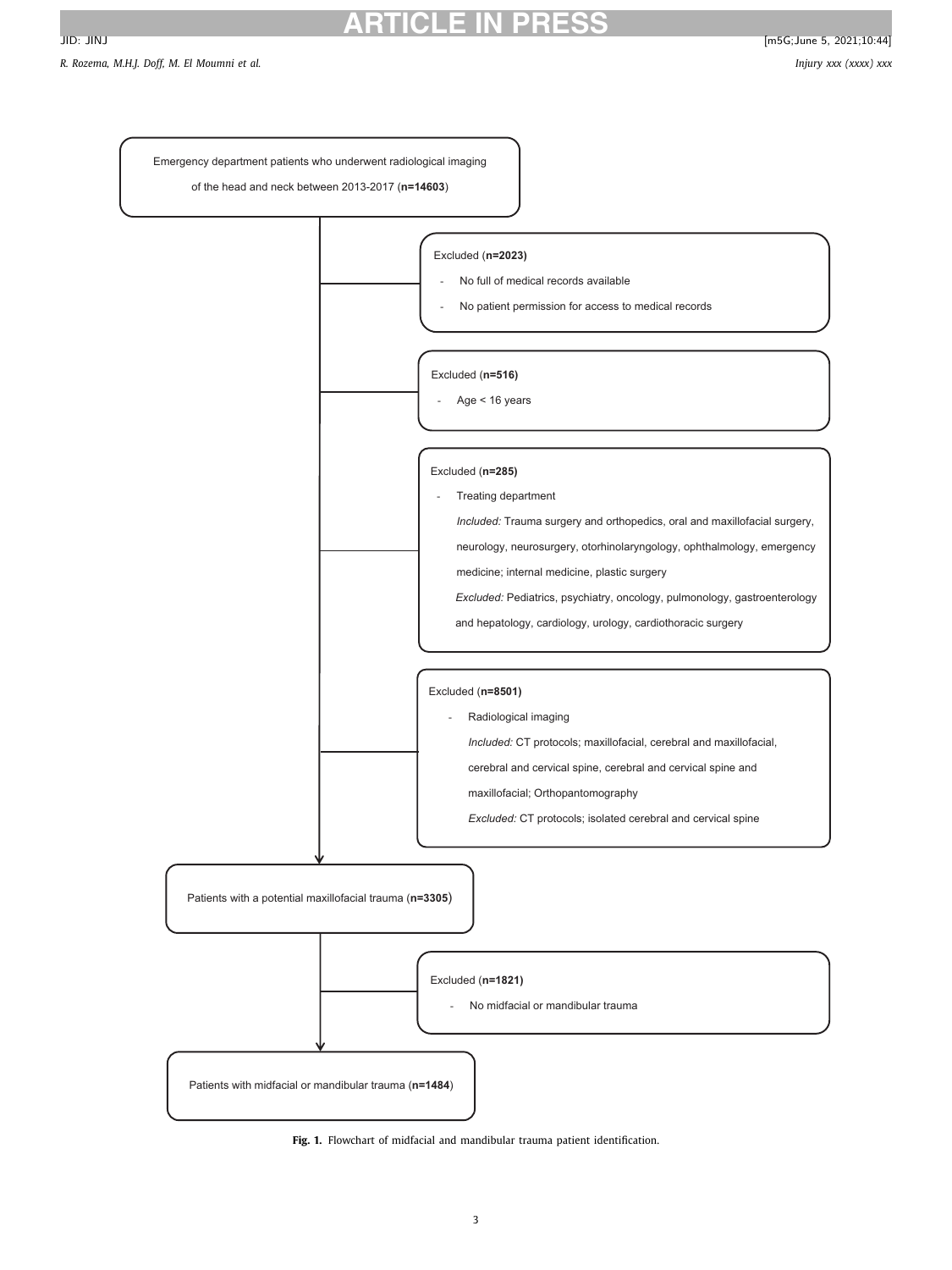Emergency department patients who underwent radiological imaging of the head and neck between 2013-2017 (**n=14603**)

Excluded (**n=2023)**

- No full of medical records available
- No patient permission for access to medical records

Excluded (**n=516)**

- Age < 16 years

Excluded (**n=285)**

- Treating department

  *Included:* Trauma surgery and orthopedics, oral and maxillofacial surgery, neurology, neurosurgery, otorhinolaryngology, ophthalmology, emergency medicine; internal medicine, plastic surgery

  *Excluded:* Pediatrics, psychiatry, oncology, pulmonology, gastroenterology and hepatology, cardiology, urology, cardiothoracic surgery

Excluded (**n=8501)**

- Radiological imaging

  *Included:* CT protocols; maxillofacial, cerebral and maxillofacial, cerebral and cervical spine, cerebral and cervical spine and maxillofacial; Orthopantomography

  *Excluded:* CT protocols; isolated cerebral and cervical spine

Patients with a potential maxillofacial trauma (**n=3305**)

Excluded (**n=1821)**

- No midfacial or mandibular trauma

Patients with midfacial or mandibular trauma (**n=1484**)

**Fig. 1.** Flowchart of midfacial and mandibular trauma patient identification.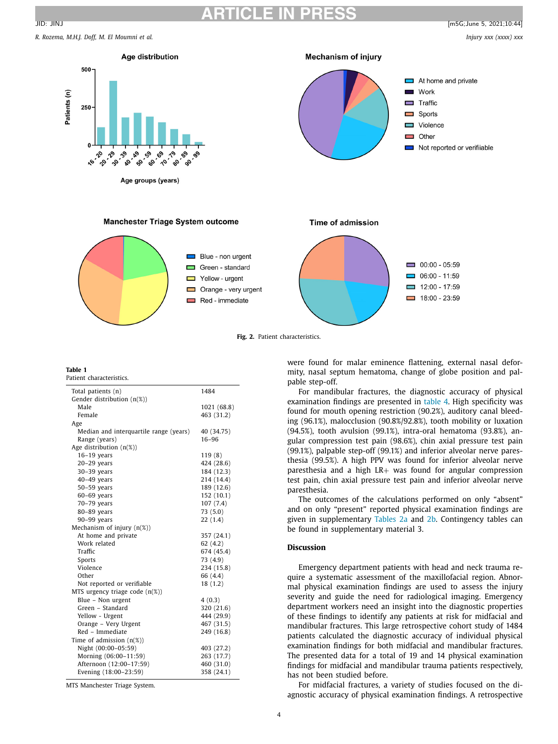Fig. 2. Patient characteristics.

**Table 1**
Patient characteristics.

| | |
|---|---|
| Total patients (n) | 1484 |
| Gender distribution (n(%)) | |
| Male | 1021 (68.8) |
| Female | 463 (31.2) |
| Age | |
| Median and interquartile range (years) | 40 (34.75) |
| Range (years) | 16–96 |
| Age distribution (n(%)) | |
| 16–19 years | 119 (8) |
| 20–29 years | 424 (28.6) |
| 30–39 years | 184 (12.3) |
| 40–49 years | 214 (14.4) |
| 50–59 years | 189 (12.6) |
| 60–69 years | 152 (10.1) |
| 70–79 years | 107 (7.4) |
| 80–89 years | 73 (5.0) |
| 90–99 years | 22 (1.4) |
| Mechanism of injury (n(%)) | |
| At home and private | 357 (24.1) |
| Work related | 62 (4.2) |
| Traffic | 674 (45.4) |
| Sports | 73 (4.9) |
| Violence | 234 (15.8) |
| Other | 66 (4.4) |
| Not reported or verifiable | 18 (1.2) |
| MTS urgency triage code (n(%)) | |
| Blue – Non urgent | 4 (0.3) |
| Green – Standard | 320 (21.6) |
| Yellow – Urgent | 444 (29.9) |
| Orange – Very Urgent | 467 (31.5) |
| Red – Immediate | 249 (16.8) |
| Time of admission (n(%)) | |
| Night (00:00–05:59) | 403 (27.2) |
| Morning (06:00–11:59) | 263 (17.7) |
| Afternoon (12:00–17:59) | 460 (31.0) |
| Evening (18:00–23:59) | 358 (24.1) |

MTS Manchester Triage System.

were found for malar eminence flattening, external nasal deformity, nasal septum hematoma, change of globe position and palpable step-off.

For mandibular fractures, the diagnostic accuracy of physical examination findings are presented in table 4. High specificity was found for mouth opening restriction (90.2%), auditory canal bleeding (96.1%), malocclusion (90.8%/92.8%), tooth mobility or luxation (94.5%), tooth avulsion (99.1%), intra-oral hematoma (93.8%), angular compression test pain (98.6%), chin axial pressure test pain (99.1%), palpable step-off (99.1%) and inferior alveolar nerve paresthesia (99.5%). A high PPV was found for inferior alveolar nerve paresthesia and a high LR+ was found for angular compression test pain, chin axial pressure test pain and inferior alveolar nerve paresthesia.

The outcomes of the calculations performed on only "absent" and on only "present" reported physical examination findings are given in supplementary Tables 2a and 2b. Contingency tables can be found in supplementary material 3.

## Discussion

Emergency department patients with head and neck trauma require a systematic assessment of the maxillofacial region. Abnormal physical examination findings are used to assess the injury severity and guide the need for radiological imaging. Emergency department workers need an insight into the diagnostic properties of these findings to identify any patients at risk for midfacial and mandibular fractures. This large retrospective cohort study of 1484 patients calculated the diagnostic accuracy of individual physical examination findings for both midfacial and mandibular fractures. The presented data for a total of 19 and 14 physical examination findings for midfacial and mandibular trauma patients respectively, has not been studied before.

For midfacial fractures, a variety of studies focused on the diagnostic accuracy of physical examination findings. A retrospective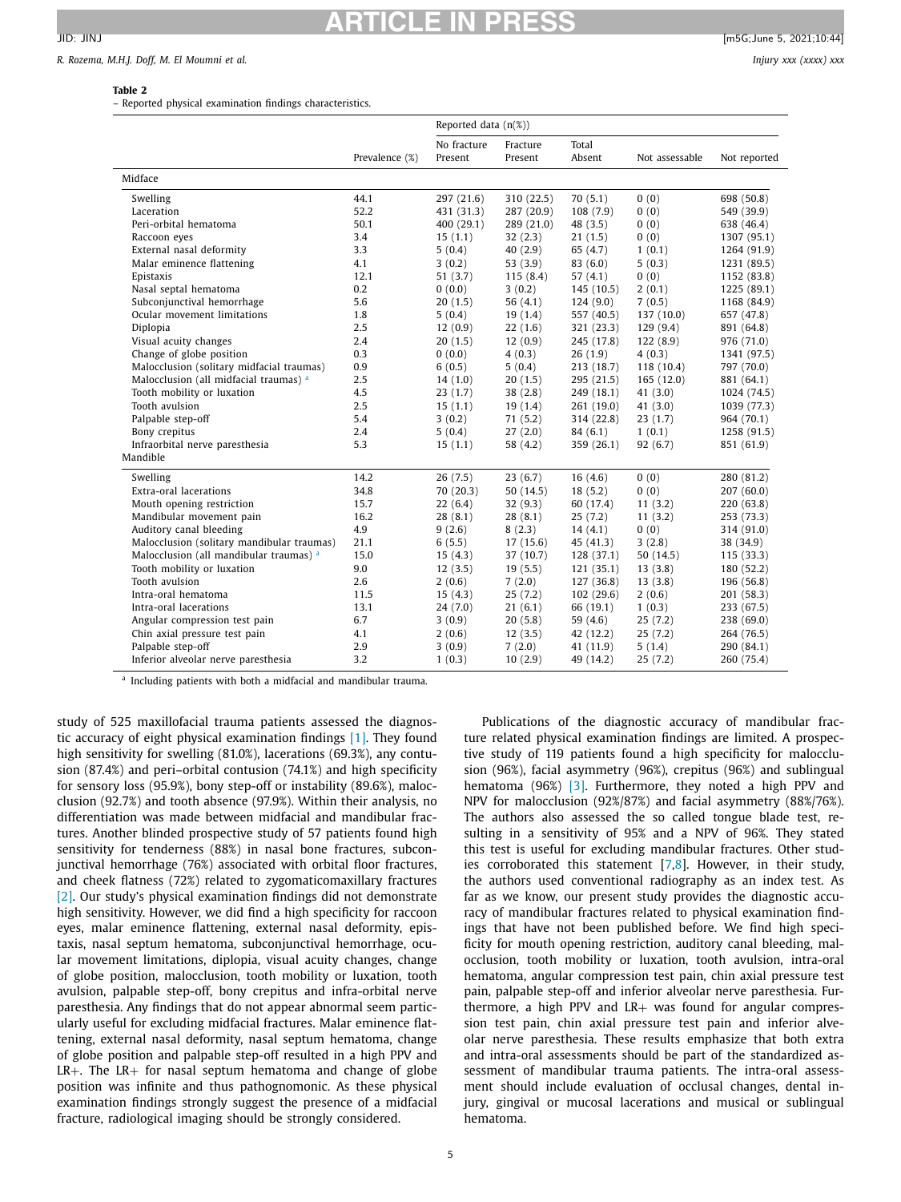**Table 2**
– Reported physical examination findings characteristics.

| | Prevalence (%) | Reported data (n(%)) | | | | |
|---|---|---|---|---|---|---|
| | | No fracture Present | Fracture Present | Total Absent | Not assessable | Not reported |
| **Midface** | | | | | | |
| Swelling | 44.1 | 297 (21.6) | 310 (22.5) | 70 (5.1) | 0 (0) | 698 (50.8) |
| Laceration | 52.2 | 431 (31.3) | 287 (20.9) | 108 (7.9) | 0 (0) | 549 (39.9) |
| Peri-orbital hematoma | 50.1 | 400 (29.1) | 289 (21.0) | 48 (3.5) | 0 (0) | 638 (46.4) |
| Raccoon eyes | 3.4 | 15 (1.1) | 32 (2.3) | 21 (1.5) | 0 (0) | 1307 (95.1) |
| External nasal deformity | 3.3 | 5 (0.4) | 40 (2.9) | 65 (4.7) | 1 (0.1) | 1264 (91.9) |
| Malar eminence flattening | 4.1 | 3 (0.2) | 53 (3.9) | 83 (6.0) | 5 (0.3) | 1231 (89.5) |
| Epistaxis | 12.1 | 51 (3.7) | 115 (8.4) | 57 (4.1) | 0 (0) | 1152 (83.8) |
| Nasal septal hematoma | 0.2 | 0 (0.0) | 3 (0.2) | 145 (10.5) | 2 (0.1) | 1225 (89.1) |
| Subconjunctival hemorrhage | 5.6 | 20 (1.5) | 56 (4.1) | 124 (9.0) | 7 (0.5) | 1168 (84.9) |
| Ocular movement limitations | 1.8 | 5 (0.4) | 19 (1.4) | 557 (40.5) | 137 (10.0) | 657 (47.8) |
| Diplopia | 2.5 | 12 (0.9) | 22 (1.6) | 321 (23.3) | 129 (9.4) | 891 (64.8) |
| Visual acuity changes | 2.4 | 20 (1.5) | 12 (0.9) | 245 (17.8) | 122 (8.9) | 976 (71.0) |
| Change of globe position | 0.3 | 0 (0.0) | 4 (0.3) | 26 (1.9) | 4 (0.3) | 1341 (97.5) |
| Malocclusion (solitary midfacial traumas) | 0.9 | 6 (0.5) | 5 (0.4) | 213 (18.7) | 118 (10.4) | 797 (70.0) |
| Malocclusion (all midfacial traumas) [a] | 2.5 | 14 (1.0) | 20 (1.5) | 295 (21.5) | 165 (12.0) | 881 (64.1) |
| Tooth mobility or luxation | 4.5 | 23 (1.7) | 38 (2.8) | 249 (18.1) | 41 (3.0) | 1024 (74.5) |
| Tooth avulsion | 2.5 | 15 (1.1) | 19 (1.4) | 261 (19.0) | 41 (3.0) | 1039 (77.3) |
| Palpable step-off | 5.4 | 3 (0.2) | 71 (5.2) | 314 (22.8) | 23 (1.7) | 964 (70.1) |
| Bony crepitus | 2.4 | 5 (0.4) | 27 (2.0) | 84 (6.1) | 1 (0.1) | 1258 (91.5) |
| Infraorbital nerve paresthesia | 5.3 | 15 (1.1) | 58 (4.2) | 359 (26.1) | 92 (6.7) | 851 (61.9) |
| **Mandible** | | | | | | |
| Swelling | 14.2 | 26 (7.5) | 23 (6.7) | 16 (4.6) | 0 (0) | 280 (81.2) |
| Extra-oral lacerations | 34.8 | 70 (20.3) | 50 (14.5) | 18 (5.2) | 0 (0) | 207 (60.0) |
| Mouth opening restriction | 15.7 | 22 (6.4) | 32 (9.3) | 60 (17.4) | 11 (3.2) | 220 (63.8) |
| Mandibular movement pain | 16.2 | 28 (8.1) | 28 (8.1) | 25 (7.2) | 11 (3.2) | 253 (73.3) |
| Auditory canal bleeding | 4.9 | 9 (2.6) | 8 (2.3) | 14 (4.1) | 0 (0) | 314 (91.0) |
| Malocclusion (solitary mandibular traumas) | 21.1 | 6 (5.5) | 17 (15.6) | 45 (41.3) | 3 (2.8) | 38 (34.9) |
| Malocclusion (all mandibular traumas) [a] | 15.0 | 15 (4.3) | 37 (10.7) | 128 (37.1) | 50 (14.5) | 115 (33.3) |
| Tooth mobility or luxation | 9.0 | 12 (3.5) | 19 (5.5) | 121 (35.1) | 13 (3.8) | 180 (52.2) |
| Tooth avulsion | 2.6 | 2 (0.6) | 7 (2.0) | 127 (36.8) | 13 (3.8) | 196 (56.8) |
| Intra-oral hematoma | 11.5 | 15 (4.3) | 25 (7.2) | 102 (29.6) | 2 (0.6) | 201 (58.3) |
| Intra-oral lacerations | 13.1 | 24 (7.0) | 21 (6.1) | 66 (19.1) | 1 (0.3) | 233 (67.5) |
| Angular compression test pain | 6.7 | 3 (0.9) | 20 (5.8) | 59 (4.6) | 25 (7.2) | 238 (69.0) |
| Chin axial pressure test pain | 4.1 | 2 (0.6) | 12 (3.5) | 42 (12.2) | 25 (7.2) | 264 (76.5) |
| Palpable step-off | 2.9 | 3 (0.9) | 7 (2.0) | 41 (11.9) | 5 (1.4) | 290 (84.1) |
| Inferior alveolar nerve paresthesia | 3.2 | 1 (0.3) | 10 (2.9) | 49 (14.2) | 25 (7.2) | 260 (75.4) |

[a] Including patients with both a midfacial and mandibular trauma.

study of 525 maxillofacial trauma patients assessed the diagnostic accuracy of eight physical examination findings [1]. They found high sensitivity for swelling (81.0%), lacerations (69.3%), any contusion (87.4%) and peri–orbital contusion (74.1%) and high specificity for sensory loss (95.9%), bony step-off or instability (89.6%), malocclusion (92.7%) and tooth absence (97.9%). Within their analysis, no differentiation was made between midfacial and mandibular fractures. Another blinded prospective study of 57 patients found high sensitivity for tenderness (88%) in nasal bone fractures, subconjunctival hemorrhage (76%) associated with orbital floor fractures, and cheek flatness (72%) related to zygomaticomaxillary fractures [2]. Our study's physical examination findings did not demonstrate high sensitivity. However, we did find a high specificity for raccoon eyes, malar eminence flattening, external nasal deformity, epistaxis, nasal septum hematoma, subconjunctival hemorrhage, ocular movement limitations, diplopia, visual acuity changes, change of globe position, malocclusion, tooth mobility or luxation, tooth avulsion, palpable step-off, bony crepitus and infra-orbital nerve paresthesia. Any findings that do not appear abnormal seem particularly useful for excluding midfacial fractures. Malar eminence flattening, external nasal deformity, nasal septum hematoma, change of globe position and palpable step-off resulted in a high PPV and LR+. The LR+ for nasal septum hematoma and change of globe position was infinite and thus pathognomonic. As these physical examination findings strongly suggest the presence of a midfacial fracture, radiological imaging should be strongly considered.

Publications of the diagnostic accuracy of mandibular fracture related physical examination findings are limited. A prospective study of 119 patients found a high specificity for malocclusion (96%), facial asymmetry (96%), crepitus (96%) and sublingual hematoma (96%) [3]. Furthermore, they noted a high PPV and NPV for malocclusion (92%/87%) and facial asymmetry (88%/76%). The authors also assessed the so called tongue blade test, resulting in a sensitivity of 95% and a NPV of 96%. They stated this test is useful for excluding mandibular fractures. Other studies corroborated this statement [7,8]. However, in their study, the authors used conventional radiography as an index test. As far as we know, our present study provides the diagnostic accuracy of mandibular fractures related to physical examination findings that have not been published before. We find high specificity for mouth opening restriction, auditory canal bleeding, malocclusion, tooth mobility or luxation, tooth avulsion, intra-oral hematoma, angular compression test pain, chin axial pressure test pain, palpable step-off and inferior alveolar nerve paresthesia. Furthermore, a high PPV and LR+ was found for angular compression test pain, chin axial pressure test pain and inferior alveolar nerve paresthesia. These results emphasize that both extra and intra-oral assessments should be part of the standardized assessment of mandibular trauma patients. The intra-oral assessment should include evaluation of occlusal changes, dental injury, gingival or mucosal lacerations and musical or sublingual hematoma.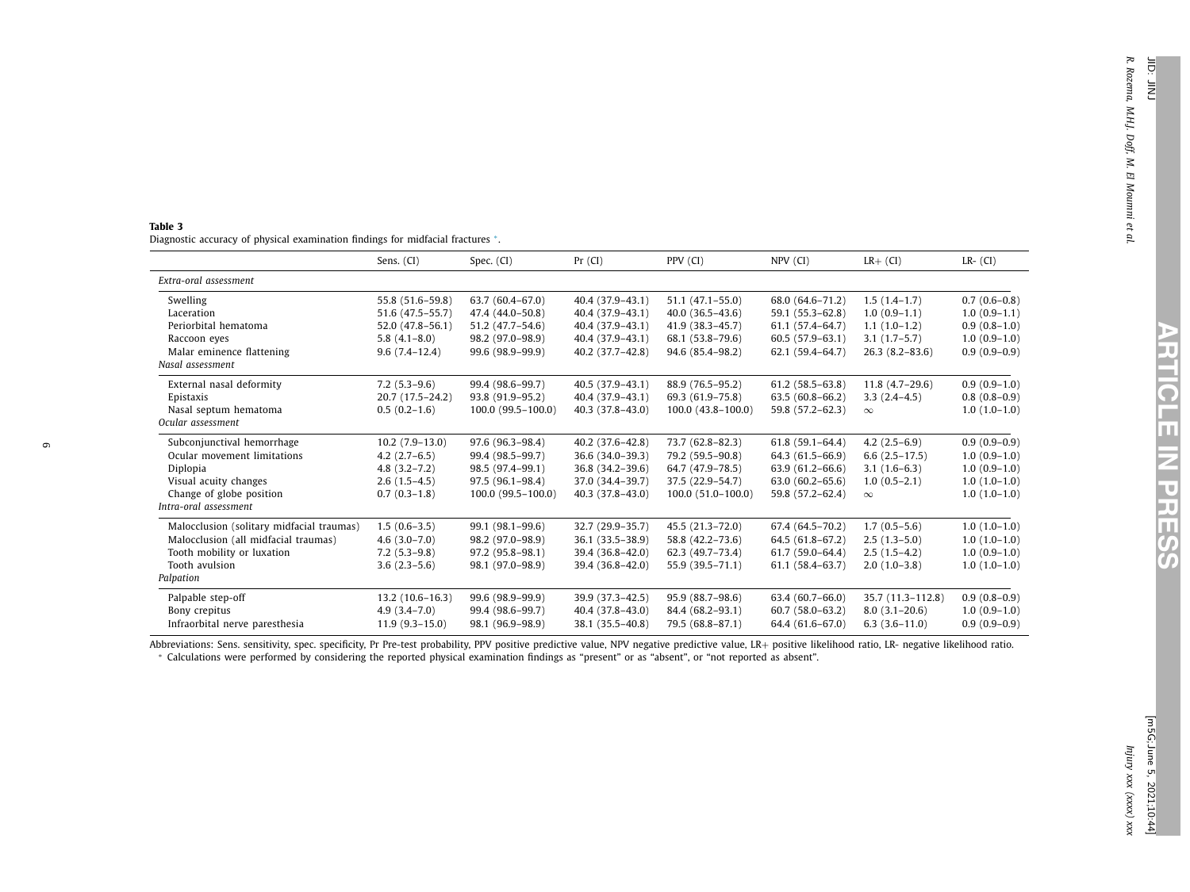**Table 3**
Diagnostic accuracy of physical examination findings for midfacial fractures *.

| | Sens. (CI) | Spec. (CI) | Pr (CI) | PPV (CI) | NPV (CI) | LR+ (CI) | LR- (CI) |
|---|---|---|---|---|---|---|---|
| *Extra-oral assessment* | | | | | | | |
| Swelling | 55.8 (51.6–59.8) | 63.7 (60.4–67.0) | 40.4 (37.9–43.1) | 51.1 (47.1–55.0) | 68.0 (64.6–71.2) | 1.5 (1.4–1.7) | 0.7 (0.6–0.8) |
| Laceration | 51.6 (47.5–55.7) | 47.4 (44.0–50.8) | 40.4 (37.9–43.1) | 40.0 (36.5–43.6) | 59.1 (55.3–62.8) | 1.0 (0.9–1.1) | 1.0 (0.9–1.1) |
| Periorbital hematoma | 52.0 (47.8–56.1) | 51.2 (47.7–54.6) | 40.4 (37.9–43.1) | 41.9 (38.3–45.7) | 61.1 (57.4–64.7) | 1.1 (1.0–1.2) | 0.9 (0.8–1.0) |
| Raccoon eyes | 5.8 (4.1–8.0) | 98.2 (97.0–98.9) | 40.4 (37.9–43.1) | 68.1 (53.8–79.6) | 60.5 (57.9–63.1) | 3.1 (1.7–5.7) | 1.0 (0.9–1.0) |
| Malar eminence flattening | 9.6 (7.4–12.4) | 99.6 (98.9–99.9) | 40.2 (37.7–42.8) | 94.6 (85.4–98.2) | 62.1 (59.4–64.7) | 26.3 (8.2–83.6) | 0.9 (0.9–0.9) |
| *Nasal assessment* | | | | | | | |
| External nasal deformity | 7.2 (5.3–9.6) | 99.4 (98.6–99.7) | 40.5 (37.9–43.1) | 88.9 (76.5–95.2) | 61.2 (58.5–63.8) | 11.8 (4.7–29.6) | 0.9 (0.9–1.0) |
| Epistaxis | 20.7 (17.5–24.2) | 93.8 (91.9–95.2) | 40.4 (37.9–43.1) | 69.3 (61.9–75.8) | 63.5 (60.8–66.2) | 3.3 (2.4–4.5) | 0.8 (0.8–0.9) |
| Nasal septum hematoma | 0.5 (0.2–1.6) | 100.0 (99.5–100.0) | 40.3 (37.8–43.0) | 100.0 (43.8–100.0) | 59.8 (57.2–62.3) | ∞ | 1.0 (1.0–1.0) |
| *Ocular assessment* | | | | | | | |
| Subconjunctival hemorrhage | 10.2 (7.9–13.0) | 97.6 (96.3–98.4) | 40.2 (37.6–42.8) | 73.7 (62.8–82.3) | 61.8 (59.1–64.4) | 4.2 (2.5–6.9) | 0.9 (0.9–0.9) |
| Ocular movement limitations | 4.2 (2.7–6.5) | 99.4 (98.5–99.7) | 36.6 (34.0–39.3) | 79.2 (59.5–90.8) | 64.3 (61.5–66.9) | 6.6 (2.5–17.5) | 1.0 (0.9–1.0) |
| Diplopia | 4.8 (3.2–7.2) | 98.5 (97.4–99.1) | 36.8 (34.2–39.6) | 64.7 (47.9–78.5) | 63.9 (61.2–66.6) | 3.1 (1.6–6.3) | 1.0 (0.9–1.0) |
| Visual acuity changes | 2.6 (1.5–4.5) | 97.5 (96.1–98.4) | 37.0 (34.4–39.7) | 37.5 (22.9–54.7) | 63.0 (60.2–65.6) | 1.0 (0.5–2.1) | 1.0 (1.0–1.0) |
| Change of globe position | 0.7 (0.3–1.8) | 100.0 (99.5–100.0) | 40.3 (37.8–43.0) | 100.0 (51.0–100.0) | 59.8 (57.2–62.4) | ∞ | 1.0 (1.0–1.0) |
| *Intra-oral assessment* | | | | | | | |
| Malocclusion (solitary midfacial traumas) | 1.5 (0.6–3.5) | 99.1 (98.1–99.6) | 32.7 (29.9–35.7) | 45.5 (21.3–72.0) | 67.4 (64.5–70.2) | 1.7 (0.5–5.6) | 1.0 (1.0–1.0) |
| Malocclusion (all midfacial traumas) | 4.6 (3.0–7.0) | 98.2 (97.0–98.9) | 36.1 (33.5–38.9) | 58.8 (42.2–73.6) | 64.5 (61.8–67.2) | 2.5 (1.3–5.0) | 1.0 (1.0–1.0) |
| Tooth mobility or luxation | 7.2 (5.3–9.8) | 97.2 (95.8–98.1) | 39.4 (36.8–42.0) | 62.3 (49.7–73.4) | 61.7 (59.0–64.4) | 2.5 (1.5–4.2) | 1.0 (0.9–1.0) |
| Tooth avulsion | 3.6 (2.3–5.6) | 98.1 (97.0–98.9) | 39.4 (36.8–42.0) | 55.9 (39.5–71.1) | 61.1 (58.4–63.7) | 2.0 (1.0–3.8) | 1.0 (1.0–1.0) |
| *Palpation* | | | | | | | |
| Palpable step-off | 13.2 (10.6–16.3) | 99.6 (98.9–99.9) | 39.9 (37.3–42.5) | 95.9 (88.7–98.6) | 63.4 (60.7–66.0) | 35.7 (11.3–112.8) | 0.9 (0.8–0.9) |
| Bony crepitus | 4.9 (3.4–7.0) | 99.4 (98.6–99.7) | 40.4 (37.8–43.0) | 84.4 (68.2–93.1) | 60.7 (58.0–63.2) | 8.0 (3.1–20.6) | 1.0 (0.9–1.0) |
| Infraorbital nerve paresthesia | 11.9 (9.3–15.0) | 98.1 (96.9–98.9) | 38.1 (35.5–40.8) | 79.5 (68.8–87.1) | 64.4 (61.6–67.0) | 6.3 (3.6–11.0) | 0.9 (0.9–0.9) |

Abbreviations: Sens. sensitivity, spec. specificity, Pr Pre-test probability, PPV positive predictive value, NPV negative predictive value, LR+ positive likelihood ratio, LR- negative likelihood ratio.

* Calculations were performed by considering the reported physical examination findings as "present" or as "absent", or "not reported as absent".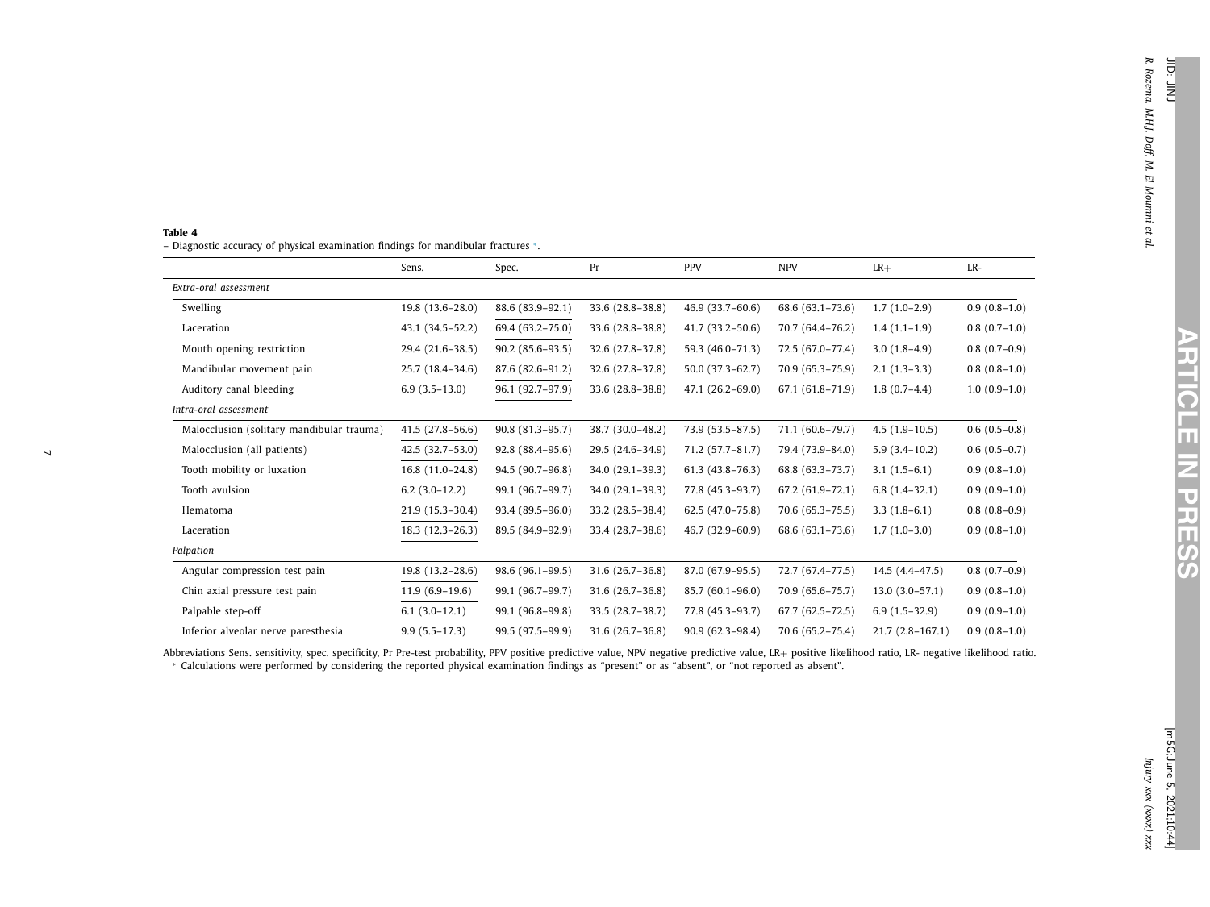**Table 4**
– Diagnostic accuracy of physical examination findings for mandibular fractures *.

| | Sens. | Spec. | Pr | PPV | NPV | LR+ | LR- |
|---|---|---|---|---|---|---|---|
| *Extra-oral assessment* | | | | | | | |
| Swelling | 19.8 (13.6–28.0) | 88.6 (83.9–92.1) | 33.6 (28.8–38.8) | 46.9 (33.7–60.6) | 68.6 (63.1–73.6) | 1.7 (1.0–2.9) | 0.9 (0.8–1.0) |
| Laceration | 43.1 (34.5–52.2) | 69.4 (63.2–75.0) | 33.6 (28.8–38.8) | 41.7 (33.2–50.6) | 70.7 (64.4–76.2) | 1.4 (1.1–1.9) | 0.8 (0.7–1.0) |
| Mouth opening restriction | 29.4 (21.6–38.5) | 90.2 (85.6–93.5) | 32.6 (27.8–37.8) | 59.3 (46.0–71.3) | 72.5 (67.0–77.4) | 3.0 (1.8–4.9) | 0.8 (0.7–0.9) |
| Mandibular movement pain | 25.7 (18.4–34.6) | 87.6 (82.6–91.2) | 32.6 (27.8–37.8) | 50.0 (37.3–62.7) | 70.9 (65.3–75.9) | 2.1 (1.3–3.3) | 0.8 (0.8–1.0) |
| Auditory canal bleeding | 6.9 (3.5–13.0) | 96.1 (92.7–97.9) | 33.6 (28.8–38.8) | 47.1 (26.2–69.0) | 67.1 (61.8–71.9) | 1.8 (0.7–4.4) | 1.0 (0.9–1.0) |
| *Intra-oral assessment* | | | | | | | |
| Malocclusion (solitary mandibular trauma) | 41.5 (27.8–56.6) | 90.8 (81.3–95.7) | 38.7 (30.0–48.2) | 73.9 (53.5–87.5) | 71.1 (60.6–79.7) | 4.5 (1.9–10.5) | 0.6 (0.5–0.8) |
| Malocclusion (all patients) | 42.5 (32.7–53.0) | 92.8 (88.4–95.6) | 29.5 (24.6–34.9) | 71.2 (57.7–81.7) | 79.4 (73.9–84.0) | 5.9 (3.4–10.2) | 0.6 (0.5–0.7) |
| Tooth mobility or luxation | 16.8 (11.0–24.8) | 94.5 (90.7–96.8) | 34.0 (29.1–39.3) | 61.3 (43.8–76.3) | 68.8 (63.3–73.7) | 3.1 (1.5–6.1) | 0.9 (0.8–1.0) |
| Tooth avulsion | 6.2 (3.0–12.2) | 99.1 (96.7–99.7) | 34.0 (29.1–39.3) | 77.8 (45.3–93.7) | 67.2 (61.9–72.1) | 6.8 (1.4–32.1) | 0.9 (0.9–1.0) |
| Hematoma | 21.9 (15.3–30.4) | 93.4 (89.5–96.0) | 33.2 (28.5–38.4) | 62.5 (47.0–75.8) | 70.6 (65.3–75.5) | 3.3 (1.8–6.1) | 0.8 (0.8–0.9) |
| Laceration | 18.3 (12.3–26.3) | 89.5 (84.9–92.9) | 33.4 (28.7–38.6) | 46.7 (32.9–60.9) | 68.6 (63.1–73.6) | 1.7 (1.0–3.0) | 0.9 (0.8–1.0) |
| *Palpation* | | | | | | | |
| Angular compression test pain | 19.8 (13.2–28.6) | 98.6 (96.1–99.5) | 31.6 (26.7–36.8) | 87.0 (67.9–95.5) | 72.7 (67.4–77.5) | 14.5 (4.4–47.5) | 0.8 (0.7–0.9) |
| Chin axial pressure test pain | 11.9 (6.9–19.6) | 99.1 (96.7–99.7) | 31.6 (26.7–36.8) | 85.7 (60.1–96.0) | 70.9 (65.6–75.7) | 13.0 (3.0–57.1) | 0.9 (0.8–1.0) |
| Palpable step-off | 6.1 (3.0–12.1) | 99.1 (96.8–99.8) | 33.5 (28.7–38.7) | 77.8 (45.3–93.7) | 67.7 (62.5–72.5) | 6.9 (1.5–32.9) | 0.9 (0.9–1.0) |
| Inferior alveolar nerve paresthesia | 9.9 (5.5–17.3) | 99.5 (97.5–99.9) | 31.6 (26.7–36.8) | 90.9 (62.3–98.4) | 70.6 (65.2–75.4) | 21.7 (2.8–167.1) | 0.9 (0.8–1.0) |

Abbreviations Sens. sensitivity, spec. specificity, Pr Pre-test probability, PPV positive predictive value, NPV negative predictive value, LR+ positive likelihood ratio, LR- negative likelihood ratio.
* Calculations were performed by considering the reported physical examination findings as "present" or as "absent", or "not reported as absent".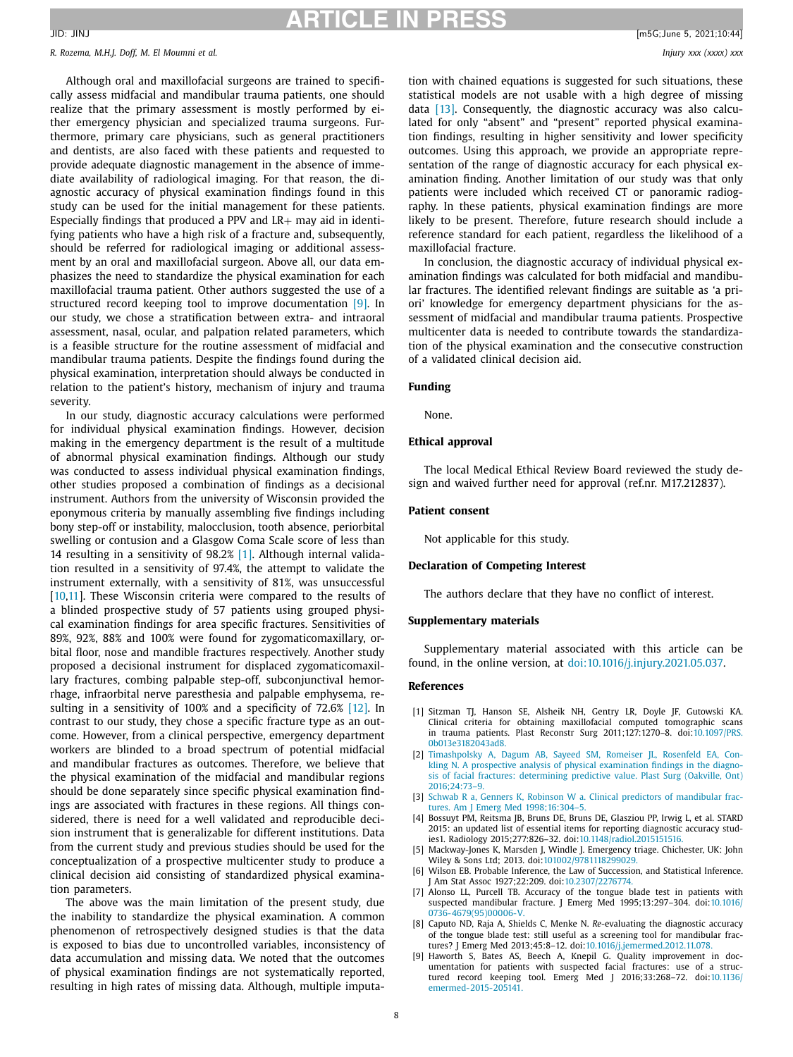Although oral and maxillofacial surgeons are trained to specifically assess midfacial and mandibular trauma patients, one should realize that the primary assessment is mostly performed by either emergency physician and specialized trauma surgeons. Furthermore, primary care physicians, such as general practitioners and dentists, are also faced with these patients and requested to provide adequate diagnostic management in the absence of immediate availability of radiological imaging. For that reason, the diagnostic accuracy of physical examination findings found in this study can be used for the initial management for these patients. Especially findings that produced a PPV and LR+ may aid in identifying patients who have a high risk of a fracture and, subsequently, should be referred for radiological imaging or additional assessment by an oral and maxillofacial surgeon. Above all, our data emphasizes the need to standardize the physical examination for each maxillofacial trauma patient. Other authors suggested the use of a structured record keeping tool to improve documentation [9]. In our study, we chose a stratification between extra- and intraoral assessment, nasal, ocular, and palpation related parameters, which is a feasible structure for the routine assessment of midfacial and mandibular trauma patients. Despite the findings found during the physical examination, interpretation should always be conducted in relation to the patient's history, mechanism of injury and trauma severity.

In our study, diagnostic accuracy calculations were performed for individual physical examination findings. However, decision making in the emergency department is the result of a multitude of abnormal physical examination findings. Although our study was conducted to assess individual physical examination findings, other studies proposed a combination of findings as a decisional instrument. Authors from the university of Wisconsin provided the eponymous criteria by manually assembling five findings including bony step-off or instability, malocclusion, tooth absence, periorbital swelling or contusion and a Glasgow Coma Scale score of less than 14 resulting in a sensitivity of 98.2% [1]. Although internal validation resulted in a sensitivity of 97.4%, the attempt to validate the instrument externally, with a sensitivity of 81%, was unsuccessful [10,11]. These Wisconsin criteria were compared to the results of a blinded prospective study of 57 patients using grouped physical examination findings for area specific fractures. Sensitivities of 89%, 92%, 88% and 100% were found for zygomaticomaxillary, orbital floor, nose and mandible fractures respectively. Another study proposed a decisional instrument for displaced zygomaticomaxillary fractures, combing palpable step-off, subconjunctival hemorrhage, infraorbital nerve paresthesia and palpable emphysema, resulting in a sensitivity of 100% and a specificity of 72.6% [12]. In contrast to our study, they chose a specific fracture type as an outcome. However, from a clinical perspective, emergency department workers are blinded to a broad spectrum of potential midfacial and mandibular fractures as outcomes. Therefore, we believe that the physical examination of the midfacial and mandibular regions should be done separately since specific physical examination findings are associated with fractures in these regions. All things considered, there is need for a well validated and reproducible decision instrument that is generalizable for different institutions. Data from the current study and previous studies should be used for the conceptualization of a prospective multicenter study to produce a clinical decision aid consisting of standardized physical examination parameters.

The above was the main limitation of the present study, due the inability to standardize the physical examination. A common phenomenon of retrospectively designed studies is that the data is exposed to bias due to uncontrolled variables, inconsistency of data accumulation and missing data. We noted that the outcomes of physical examination findings are not systematically reported, resulting in high rates of missing data. Although, multiple imputation with chained equations is suggested for such situations, these statistical models are not usable with a high degree of missing data [13]. Consequently, the diagnostic accuracy was also calculated for only "absent" and "present" reported physical examination findings, resulting in higher sensitivity and lower specificity outcomes. Using this approach, we provide an appropriate representation of the range of diagnostic accuracy for each physical examination finding. Another limitation of our study was that only patients were included which received CT or panoramic radiography. In these patients, physical examination findings are more likely to be present. Therefore, future research should include a reference standard for each patient, regardless the likelihood of a maxillofacial fracture.

In conclusion, the diagnostic accuracy of individual physical examination findings was calculated for both midfacial and mandibular fractures. The identified relevant findings are suitable as 'a priori' knowledge for emergency department physicians for the assessment of midfacial and mandibular trauma patients. Prospective multicenter data is needed to contribute towards the standardization of the physical examination and the consecutive construction of a validated clinical decision aid.

## Funding

None.

## Ethical approval

The local Medical Ethical Review Board reviewed the study design and waived further need for approval (ref.nr. M17.212837).

## Patient consent

Not applicable for this study.

## Declaration of Competing Interest

The authors declare that they have no conflict of interest.

## Supplementary materials

Supplementary material associated with this article can be found, in the online version, at doi:10.1016/j.injury.2021.05.037.

## References

[1] Sitzman TJ, Hanson SE, Alsheik NH, Gentry LR, Doyle JF, Gutowski KA. Clinical criteria for obtaining maxillofacial computed tomographic scans in trauma patients. Plast Reconstr Surg 2011;127:1270–8. doi:10.1097/PRS.0b013e3182043ad8.

[2] Timashpolsky A, Dagum AB, Sayeed SM, Romeiser JL, Rosenfeld EA, Conkling N. A prospective analysis of physical examination findings in the diagnosis of facial fractures: determining predictive value. Plast Surg (Oakville, Ont) 2016;24:73–9.

[3] Schwab R a, Genners K, Robinson W a. Clinical predictors of mandibular fractures. Am J Emerg Med 1998;16:304–5.

[4] Bossuyt PM, Reitsma JB, Bruns DE, Bruns DE, Glasziou PP, Irwig L, et al. STARD 2015: an updated list of essential items for reporting diagnostic accuracy studies1. Radiology 2015;277:826–32. doi:10.1148/radiol.2015151516.

[5] Mackway-Jones K, Marsden J, Windle J. Emergency triage. Chichester, UK: John Wiley & Sons Ltd; 2013. doi:101002/9781118299029.

[6] Wilson EB. Probable Inference, the Law of Succession, and Statistical Inference. J Am Stat Assoc 1927;22:209. doi:10.2307/2276774.

[7] Alonso LL, Purcell TB. Accuracy of the tongue blade test in patients with suspected mandibular fracture. J Emerg Med 1995;13:297–304. doi:10.1016/0736-4679(95)00006-V.

[8] Caputo ND, Raja A, Shields C, Menke N. *Re*-evaluating the diagnostic accuracy of the tongue blade test: still useful as a screening tool for mandibular fractures? J Emerg Med 2013;45:8–12. doi:10.1016/j.jemermed.2012.11.078.

[9] Haworth S, Bates AS, Beech A, Knepil G. Quality improvement in documentation for patients with suspected facial fractures: use of a structured record keeping tool. Emerg Med J 2016;33:268–72. doi:10.1136/emermed-2015-205141.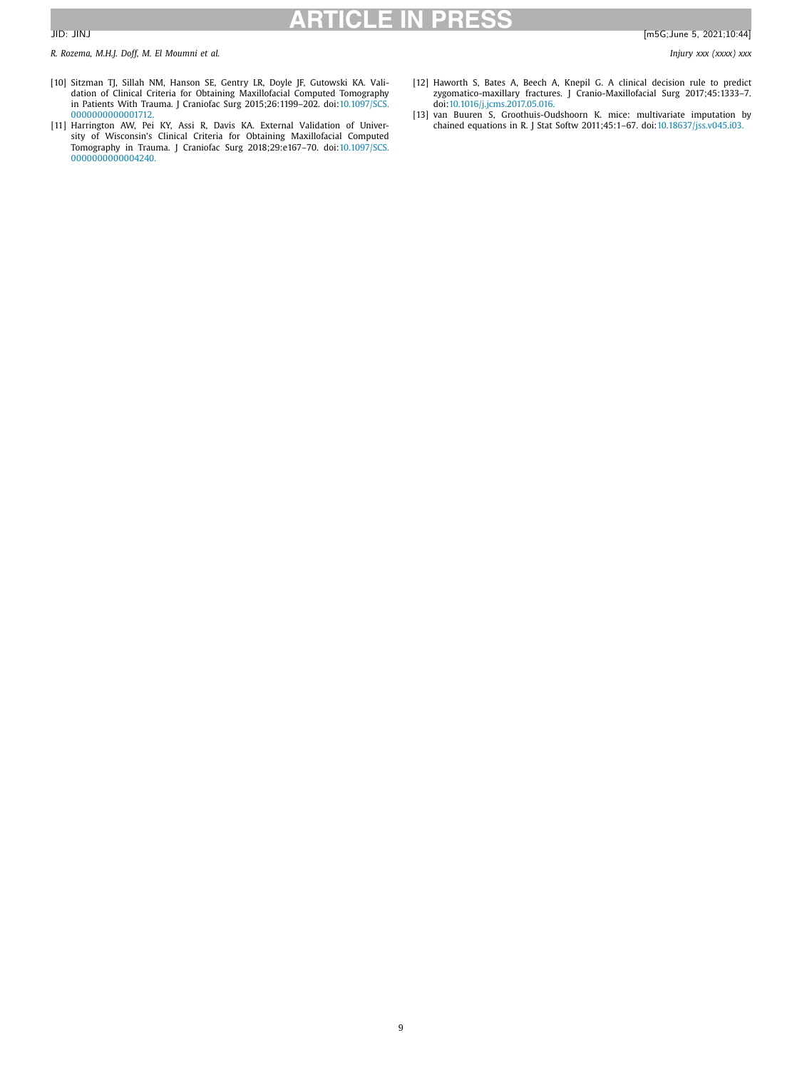[10] Sitzman TJ, Sillah NM, Hanson SE, Gentry LR, Doyle JF, Gutowski KA. Validation of Clinical Criteria for Obtaining Maxillofacial Computed Tomography in Patients With Trauma. J Craniofac Surg 2015;26:1199–202. doi:10.1097/SCS.0000000000001712.

[11] Harrington AW, Pei KY, Assi R, Davis KA. External Validation of University of Wisconsin's Clinical Criteria for Obtaining Maxillofacial Computed Tomography in Trauma. J Craniofac Surg 2018;29:e167–70. doi:10.1097/SCS.0000000000004240.

[12] Haworth S, Bates A, Beech A, Knepil G. A clinical decision rule to predict zygomatico-maxillary fractures. J Cranio-Maxillofacial Surg 2017;45:1333–7. doi:10.1016/j.jcms.2017.05.016.

[13] van Buuren S, Groothuis-Oudshoorn K. mice: multivariate imputation by chained equations in R. J Stat Softw 2011;45:1–67. doi:10.18637/jss.v045.i03.